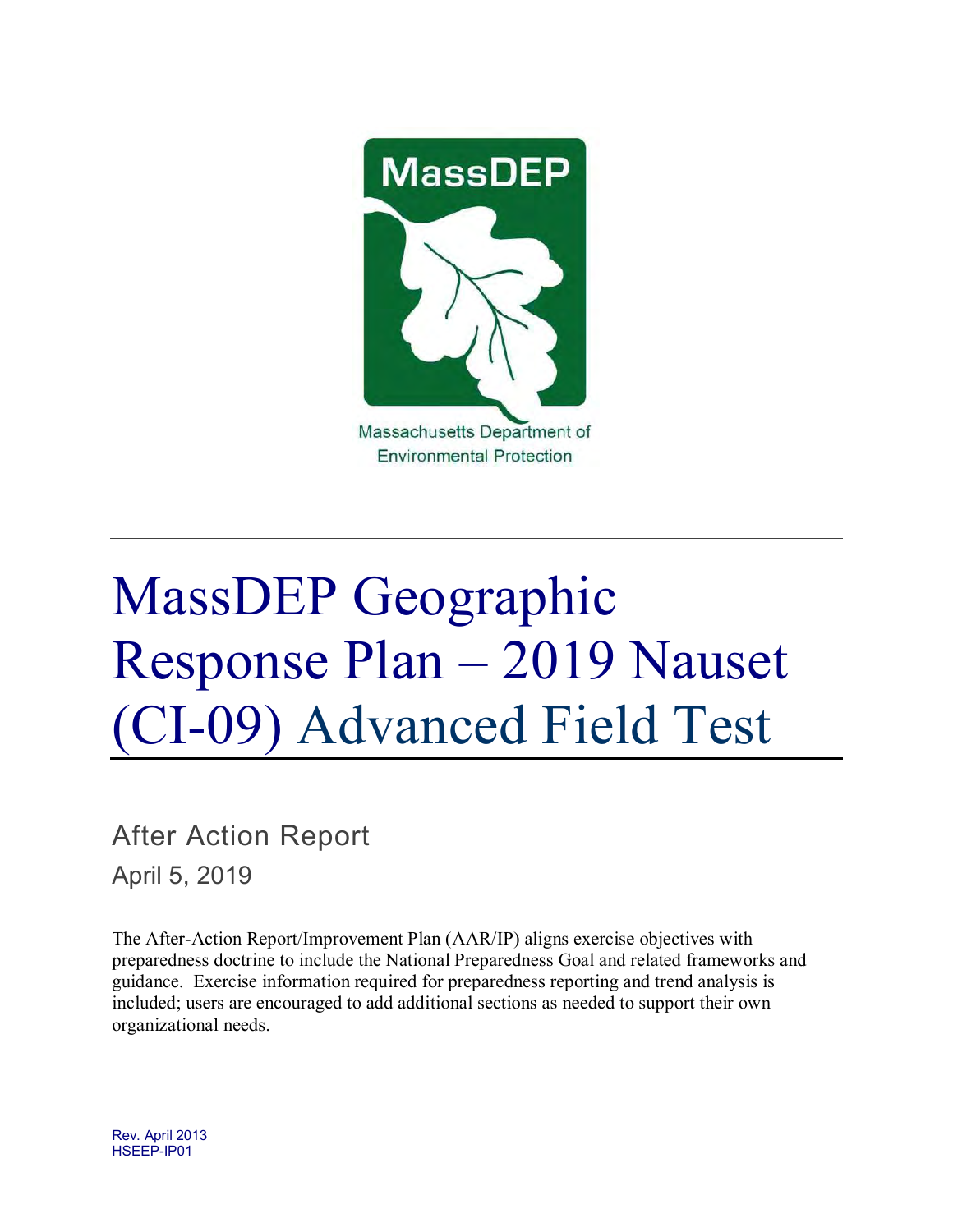MassDEP

Massachusetts Department of Environmental Protection

# MassDEP Geographic Response Plan – 2019 Nauset (CI-09) Advanced Field Test

## After Action Report

April 5, 2019

The After-Action Report/Improvement Plan (AAR/IP) aligns exercise objectives with preparedness doctrine to include the National Preparedness Goal and related frameworks and guidance. Exercise information required for preparedness reporting and trend analysis is included; users are encouraged to add additional sections as needed to support their own organizational needs.

Rev. April 2013
HSEEP-IP01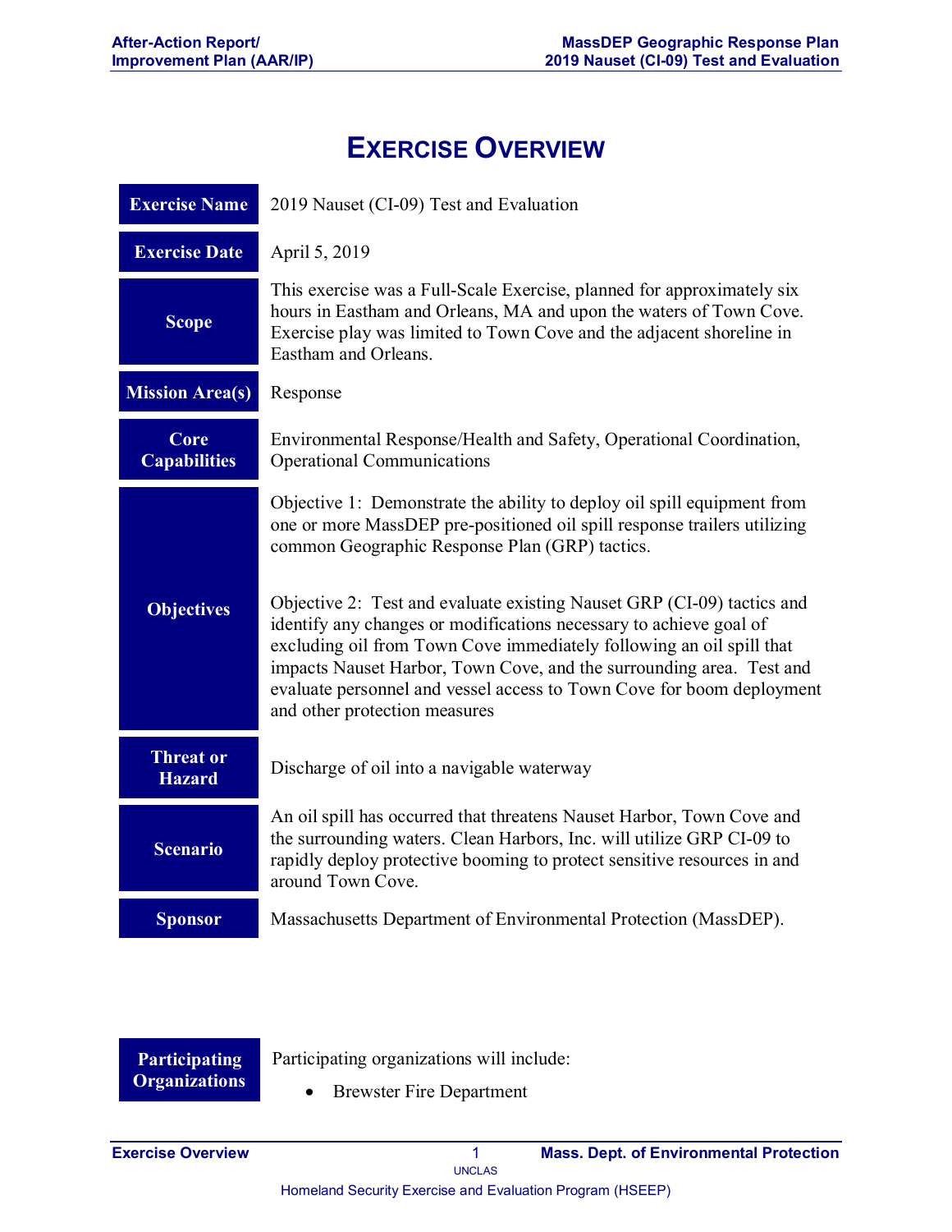# EXERCISE OVERVIEW

| | |
|---|---|
| **Exercise Name** | 2019 Nauset (CI-09) Test and Evaluation |
| **Exercise Date** | April 5, 2019 |
| **Scope** | This exercise was a Full-Scale Exercise, planned for approximately six hours in Eastham and Orleans, MA and upon the waters of Town Cove. Exercise play was limited to Town Cove and the adjacent shoreline in Eastham and Orleans. |
| **Mission Area(s)** | Response |
| **Core Capabilities** | Environmental Response/Health and Safety, Operational Coordination, Operational Communications |
| **Objectives** | Objective 1: Demonstrate the ability to deploy oil spill equipment from one or more MassDEP pre-positioned oil spill response trailers utilizing common Geographic Response Plan (GRP) tactics.<br><br>Objective 2: Test and evaluate existing Nauset GRP (CI-09) tactics and identify any changes or modifications necessary to achieve goal of excluding oil from Town Cove immediately following an oil spill that impacts Nauset Harbor, Town Cove, and the surrounding area. Test and evaluate personnel and vessel access to Town Cove for boom deployment and other protection measures |
| **Threat or Hazard** | Discharge of oil into a navigable waterway |
| **Scenario** | An oil spill has occurred that threatens Nauset Harbor, Town Cove and the surrounding waters. Clean Harbors, Inc. will utilize GRP CI-09 to rapidly deploy protective booming to protect sensitive resources in and around Town Cove. |
| **Sponsor** | Massachusetts Department of Environmental Protection (MassDEP). |

| | |
|---|---|
| **Participating Organizations** | Participating organizations will include:<br>• Brewster Fire Department |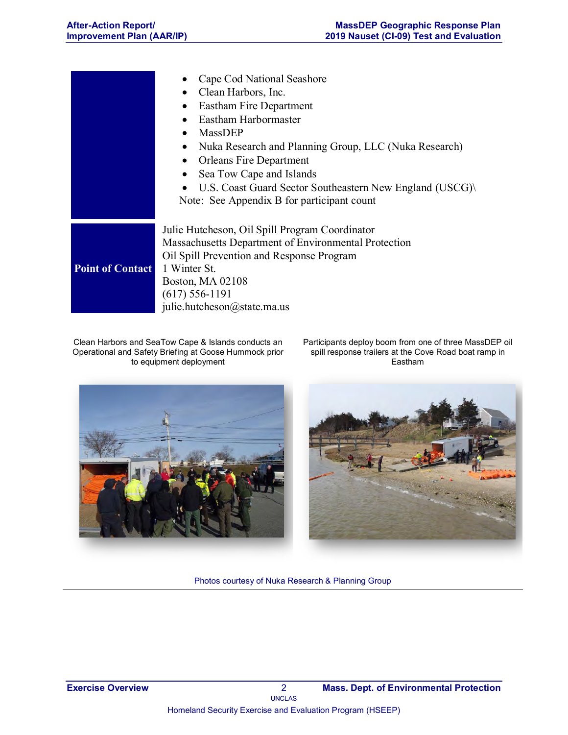| | |
|---|---|
| | • Cape Cod National Seashore<br>• Clean Harbors, Inc.<br>• Eastham Fire Department<br>• Eastham Harbormaster<br>• MassDEP<br>• Nuka Research and Planning Group, LLC (Nuka Research)<br>• Orleans Fire Department<br>• Sea Tow Cape and Islands<br>• U.S. Coast Guard Sector Southeastern New England (USCG)\ <br>Note: See Appendix B for participant count |
| **Point of Contact** | Julie Hutcheson, Oil Spill Program Coordinator<br>Massachusetts Department of Environmental Protection<br>Oil Spill Prevention and Response Program<br>1 Winter St.<br>Boston, MA 02108<br>(617) 556-1191<br>julie.hutcheson@state.ma.us |

Clean Harbors and SeaTow Cape & Islands conducts an Operational and Safety Briefing at Goose Hummock prior to equipment deployment

Participants deploy boom from one of three MassDEP oil spill response trailers at the Cove Road boat ramp in Eastham

Photos courtesy of Nuka Research & Planning Group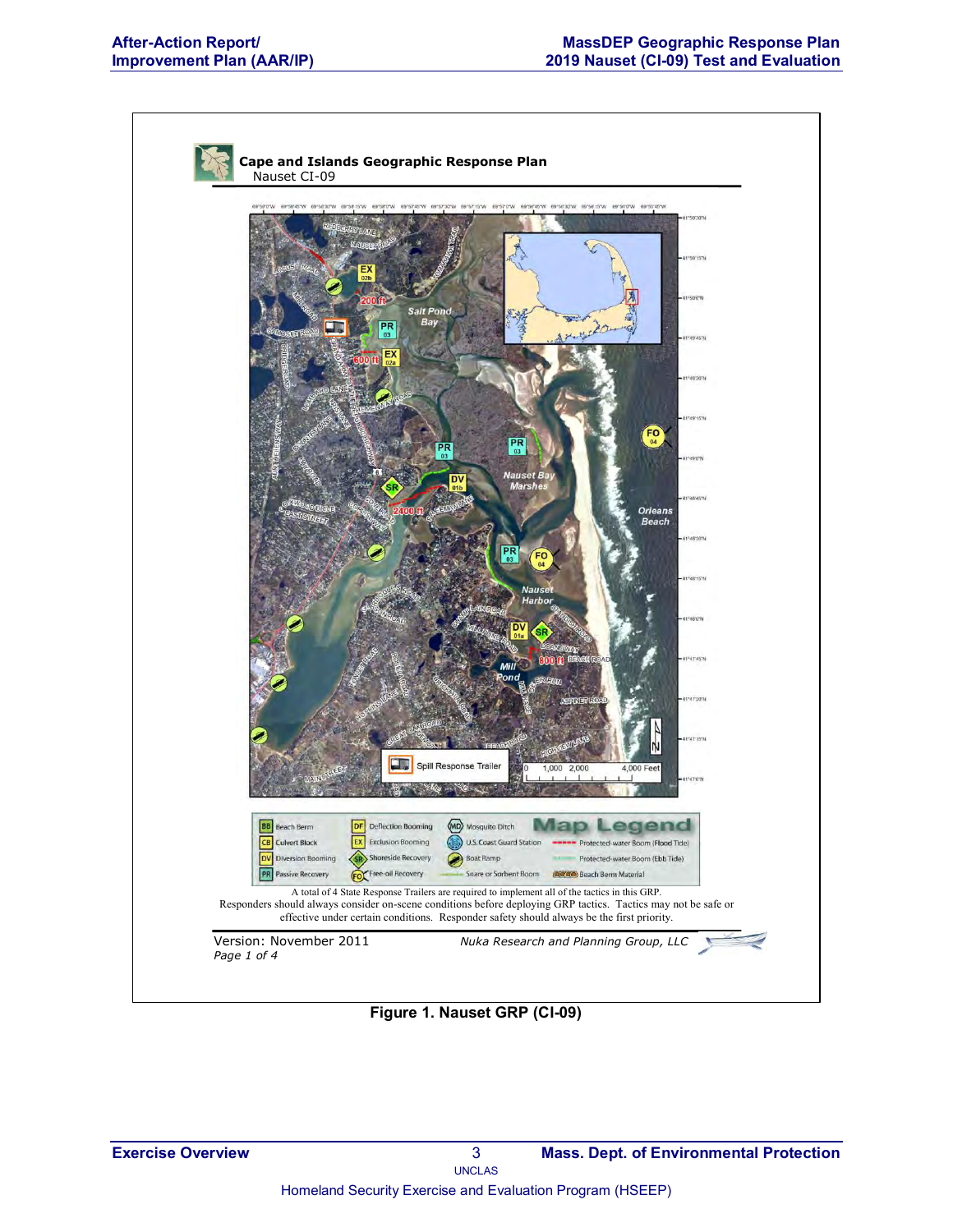**Cape and Islands Geographic Response Plan**
Nauset CI-09

Salt Pond Bay

Nauset Bay Marshes

Orleans Beach

Nauset Harbor

Mill Pond

Spill Response Trailer

0 1,000 2,000 4,000 Feet

**Map Legend**

| | | | |
|---|---|---|---|
| BB Beach Berm | DF Deflection Booming | MD Mosquito Ditch | Protected-water Boom (Flood Tide) |
| CB Culvert Block | EX Exclusion Booming | U.S. Coast Guard Station | Protected-water Boom (Ebb Tide) |
| DV Diversion Booming | SR Shoreside Recovery | Boat Ramp | Beach Berm Material |
| PR Passive Recovery | FO Free-oil Recovery | Snare or Sorbent Boom | |

A total of 4 State Response Trailers are required to implement all of the tactics in this GRP. Responders should always consider on-scene conditions before deploying GRP tactics. Tactics may not be safe or effective under certain conditions. Responder safety should always be the first priority.

Version: November 2011
Nuka Research and Planning Group, LLC
Page 1 of 4

**Figure 1. Nauset GRP (CI-09)**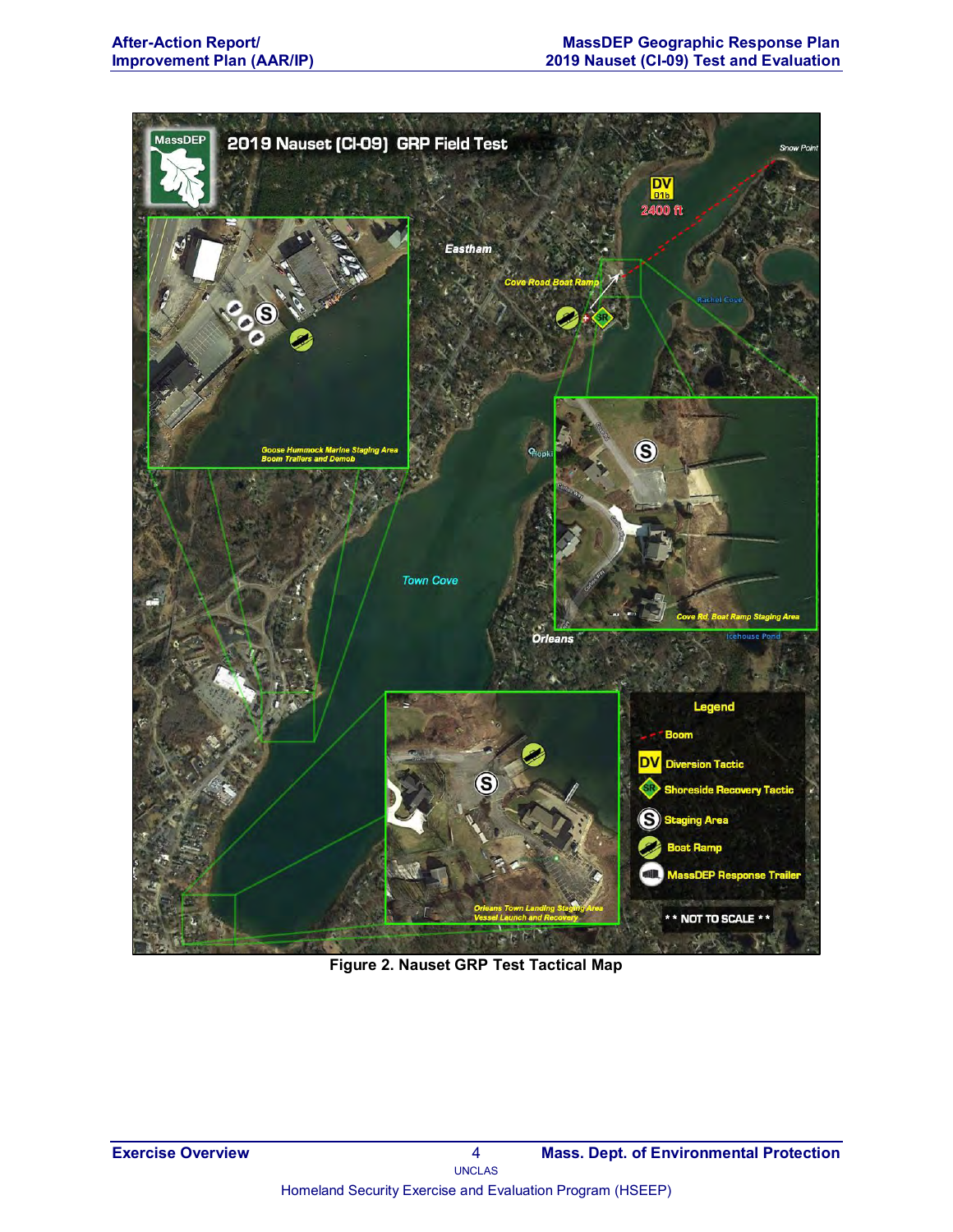**2019 Nauset (CI-09) GRP Field Test**

Eastham

Orleans

Town Cove

Snow Point

DV
D1b

2400 ft

Cove Road Boat Ramp

Rachel Cove

Hopkins

Icehouse Pond

Goose Hummock Marine Staging Area
Boom Trailers and Demob

Cove Rd. Boat Ramp Staging Area

Orleans Town Landing Staging Area
Vessel Launch and Recovery

**Legend**

- Boom
- DV Diversion Tactic
- SR Shoreside Recovery Tactic
- S Staging Area
- Boat Ramp
- MassDEP Response Trailer

** NOT TO SCALE **

**Figure 2. Nauset GRP Test Tactical Map**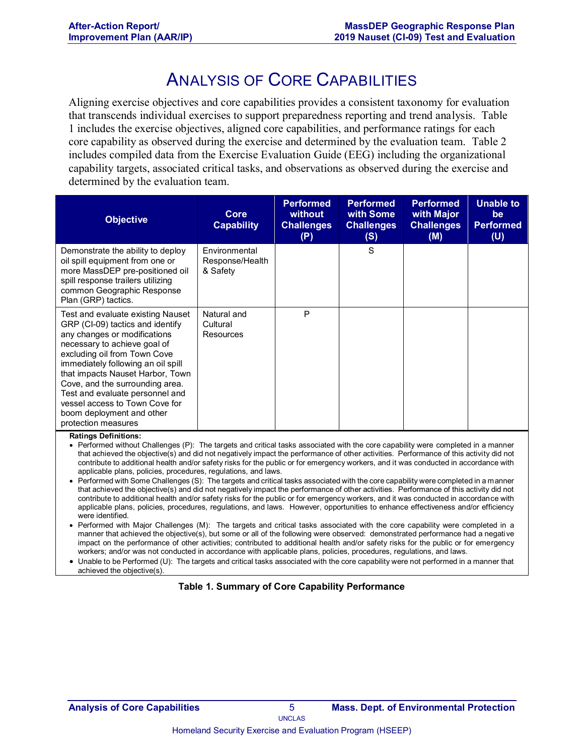# Analysis of Core Capabilities

Aligning exercise objectives and core capabilities provides a consistent taxonomy for evaluation that transcends individual exercises to support preparedness reporting and trend analysis. Table 1 includes the exercise objectives, aligned core capabilities, and performance ratings for each core capability as observed during the exercise and determined by the evaluation team. Table 2 includes compiled data from the Exercise Evaluation Guide (EEG) including the organizational capability targets, associated critical tasks, and observations as observed during the exercise and determined by the evaluation team.

| Objective | Core Capability | Performed without Challenges (P) | Performed with Some Challenges (S) | Performed with Major Challenges (M) | Unable to be Performed (U) |
|---|---|---|---|---|---|
| Demonstrate the ability to deploy oil spill equipment from one or more MassDEP pre-positioned oil spill response trailers utilizing common Geographic Response Plan (GRP) tactics. | Environmental Response/Health & Safety | | S | | |
| Test and evaluate existing Nauset GRP (CI-09) tactics and identify any changes or modifications necessary to achieve goal of excluding oil from Town Cove immediately following an oil spill that impacts Nauset Harbor, Town Cove, and the surrounding area. Test and evaluate personnel and vessel access to Town Cove for boom deployment and other protection measures | Natural and Cultural Resources | P | | | |

**Ratings Definitions:**

- Performed without Challenges (P): The targets and critical tasks associated with the core capability were completed in a manner that achieved the objective(s) and did not negatively impact the performance of other activities. Performance of this activity did not contribute to additional health and/or safety risks for the public or for emergency workers, and it was conducted in accordance with applicable plans, policies, procedures, regulations, and laws.
- Performed with Some Challenges (S): The targets and critical tasks associated with the core capability were completed in a manner that achieved the objective(s) and did not negatively impact the performance of other activities. Performance of this activity did not contribute to additional health and/or safety risks for the public or for emergency workers, and it was conducted in accordance with applicable plans, policies, procedures, regulations, and laws. However, opportunities to enhance effectiveness and/or efficiency were identified.
- Performed with Major Challenges (M): The targets and critical tasks associated with the core capability were completed in a manner that achieved the objective(s), but some or all of the following were observed: demonstrated performance had a negative impact on the performance of other activities; contributed to additional health and/or safety risks for the public or for emergency workers; and/or was not conducted in accordance with applicable plans, policies, procedures, regulations, and laws.
- Unable to be Performed (U): The targets and critical tasks associated with the core capability were not performed in a manner that achieved the objective(s).

**Table 1. Summary of Core Capability Performance**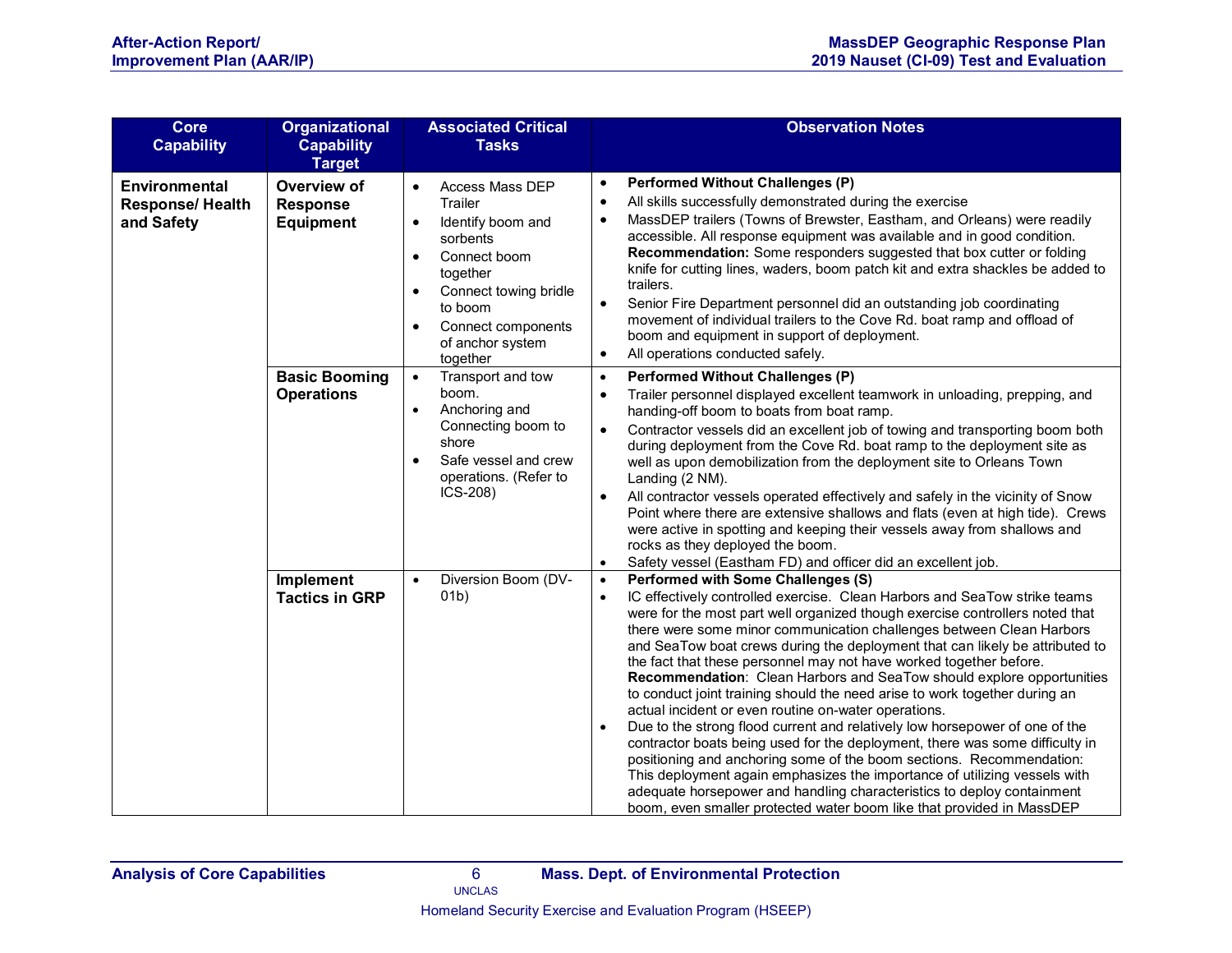| Core Capability | Organizational Capability Target | Associated Critical Tasks | Observation Notes |
|---|---|---|---|
| **Environmental Response/ Health and Safety** | **Overview of Response Equipment** | • Access Mass DEP Trailer<br>• Identify boom and sorbents<br>• Connect boom together<br>• Connect towing bridle to boom<br>• Connect components of anchor system together | • **Performed Without Challenges (P)**<br>• All skills successfully demonstrated during the exercise<br>• MassDEP trailers (Towns of Brewster, Eastham, and Orleans) were readily accessible. All response equipment was available and in good condition. **Recommendation:** Some responders suggested that box cutter or folding knife for cutting lines, waders, boom patch kit and extra shackles be added to trailers.<br>• Senior Fire Department personnel did an outstanding job coordinating movement of individual trailers to the Cove Rd. boat ramp and offload of boom and equipment in support of deployment.<br>• All operations conducted safely. |
| | **Basic Booming Operations** | • Transport and tow boom.<br>• Anchoring and Connecting boom to shore<br>• Safe vessel and crew operations. (Refer to ICS-208) | • **Performed Without Challenges (P)**<br>• Trailer personnel displayed excellent teamwork in unloading, prepping, and handing-off boom to boats from boat ramp.<br>• Contractor vessels did an excellent job of towing and transporting boom both during deployment from the Cove Rd. boat ramp to the deployment site as well as upon demobilization from the deployment site to Orleans Town Landing (2 NM).<br>• All contractor vessels operated effectively and safely in the vicinity of Snow Point where there are extensive shallows and flats (even at high tide). Crews were active in spotting and keeping their vessels away from shallows and rocks as they deployed the boom.<br>• Safety vessel (Eastham FD) and officer did an excellent job. |
| | **Implement Tactics in GRP** | • Diversion Boom (DV-01b) | • **Performed with Some Challenges (S)**<br>• IC effectively controlled exercise. Clean Harbors and SeaTow strike teams were for the most part well organized though exercise controllers noted that there were some minor communication challenges between Clean Harbors and SeaTow boat crews during the deployment that can likely be attributed to the fact that these personnel may not have worked together before. **Recommendation**: Clean Harbors and SeaTow should explore opportunities to conduct joint training should the need arise to work together during an actual incident or even routine on-water operations.<br>• Due to the strong flood current and relatively low horsepower of one of the contractor boats being used for the deployment, there was some difficulty in positioning and anchoring some of the boom sections. Recommendation: This deployment again emphasizes the importance of utilizing vessels with adequate horsepower and handling characteristics to deploy containment boom, even smaller protected water boom like that provided in MassDEP |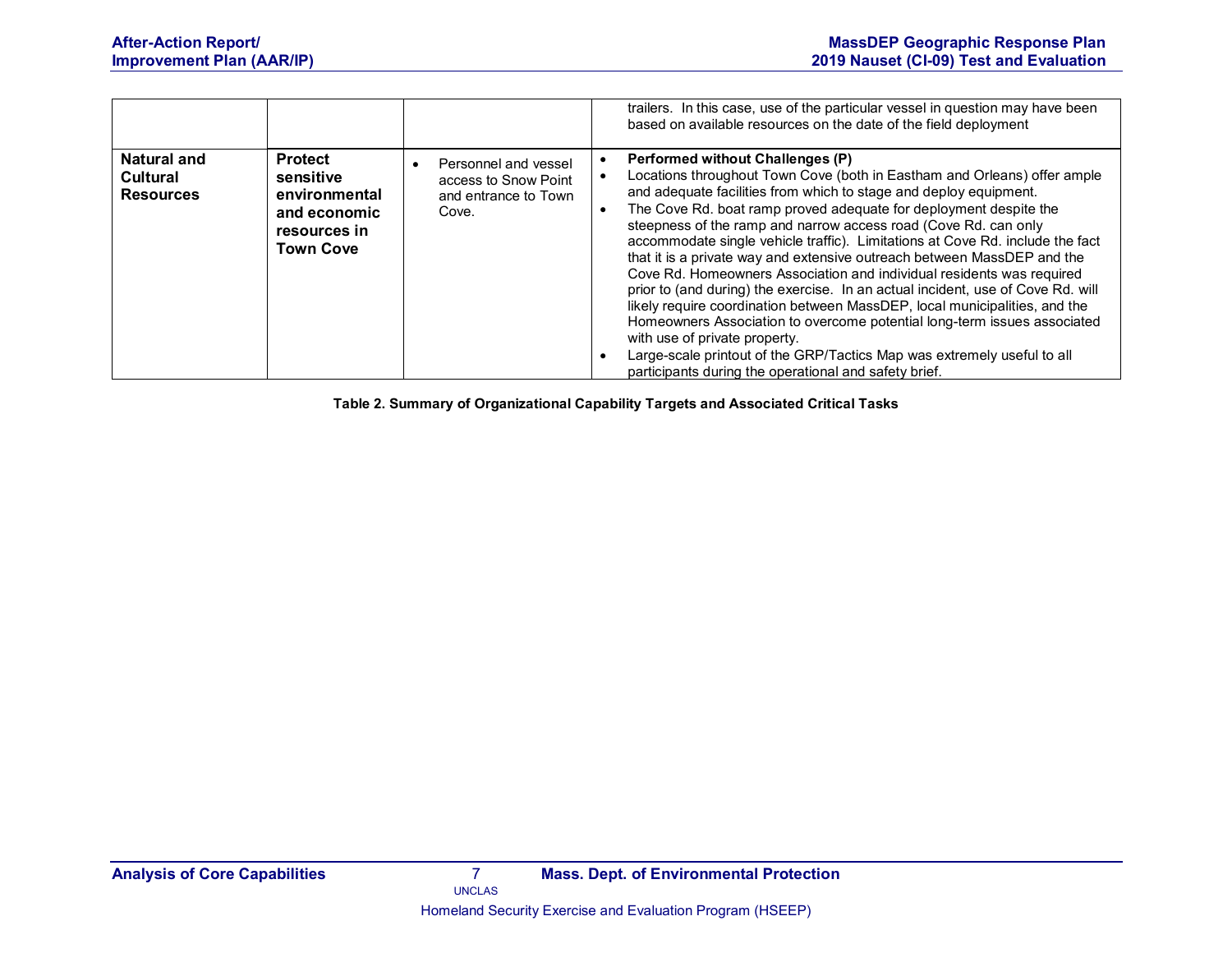| | | | |
|---|---|---|---|
| | | | trailers. In this case, use of the particular vessel in question may have been based on available resources on the date of the field deployment |
| **Natural and Cultural Resources** | **Protect sensitive environmental and economic resources in Town Cove** | • Personnel and vessel access to Snow Point and entrance to Town Cove. | • **Performed without Challenges (P)**<br>• Locations throughout Town Cove (both in Eastham and Orleans) offer ample and adequate facilities from which to stage and deploy equipment.<br>• The Cove Rd. boat ramp proved adequate for deployment despite the steepness of the ramp and narrow access road (Cove Rd. can only accommodate single vehicle traffic). Limitations at Cove Rd. include the fact that it is a private way and extensive outreach between MassDEP and the Cove Rd. Homeowners Association and individual residents was required prior to (and during) the exercise. In an actual incident, use of Cove Rd. will likely require coordination between MassDEP, local municipalities, and the Homeowners Association to overcome potential long-term issues associated with use of private property.<br>• Large-scale printout of the GRP/Tactics Map was extremely useful to all participants during the operational and safety brief. |

**Table 2. Summary of Organizational Capability Targets and Associated Critical Tasks**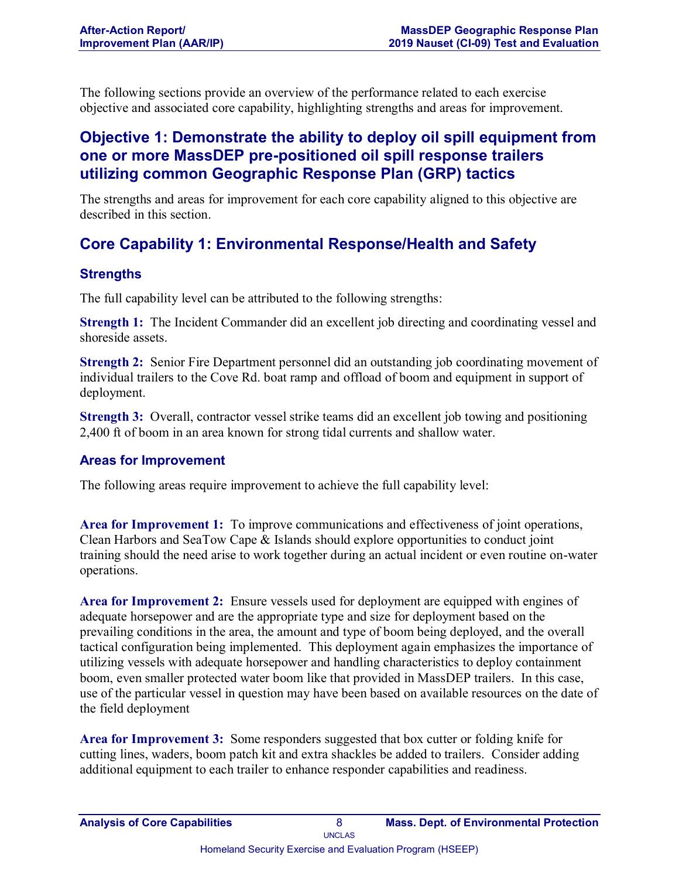The following sections provide an overview of the performance related to each exercise objective and associated core capability, highlighting strengths and areas for improvement.

## Objective 1: Demonstrate the ability to deploy oil spill equipment from one or more MassDEP pre-positioned oil spill response trailers utilizing common Geographic Response Plan (GRP) tactics

The strengths and areas for improvement for each core capability aligned to this objective are described in this section.

## Core Capability 1: Environmental Response/Health and Safety

### Strengths

The full capability level can be attributed to the following strengths:

**Strength 1:** The Incident Commander did an excellent job directing and coordinating vessel and shoreside assets.

**Strength 2:** Senior Fire Department personnel did an outstanding job coordinating movement of individual trailers to the Cove Rd. boat ramp and offload of boom and equipment in support of deployment.

**Strength 3:** Overall, contractor vessel strike teams did an excellent job towing and positioning 2,400 ft of boom in an area known for strong tidal currents and shallow water.

### Areas for Improvement

The following areas require improvement to achieve the full capability level:

**Area for Improvement 1:** To improve communications and effectiveness of joint operations, Clean Harbors and SeaTow Cape & Islands should explore opportunities to conduct joint training should the need arise to work together during an actual incident or even routine on-water operations.

**Area for Improvement 2:** Ensure vessels used for deployment are equipped with engines of adequate horsepower and are the appropriate type and size for deployment based on the prevailing conditions in the area, the amount and type of boom being deployed, and the overall tactical configuration being implemented. This deployment again emphasizes the importance of utilizing vessels with adequate horsepower and handling characteristics to deploy containment boom, even smaller protected water boom like that provided in MassDEP trailers. In this case, use of the particular vessel in question may have been based on available resources on the date of the field deployment

**Area for Improvement 3:** Some responders suggested that box cutter or folding knife for cutting lines, waders, boom patch kit and extra shackles be added to trailers. Consider adding additional equipment to each trailer to enhance responder capabilities and readiness.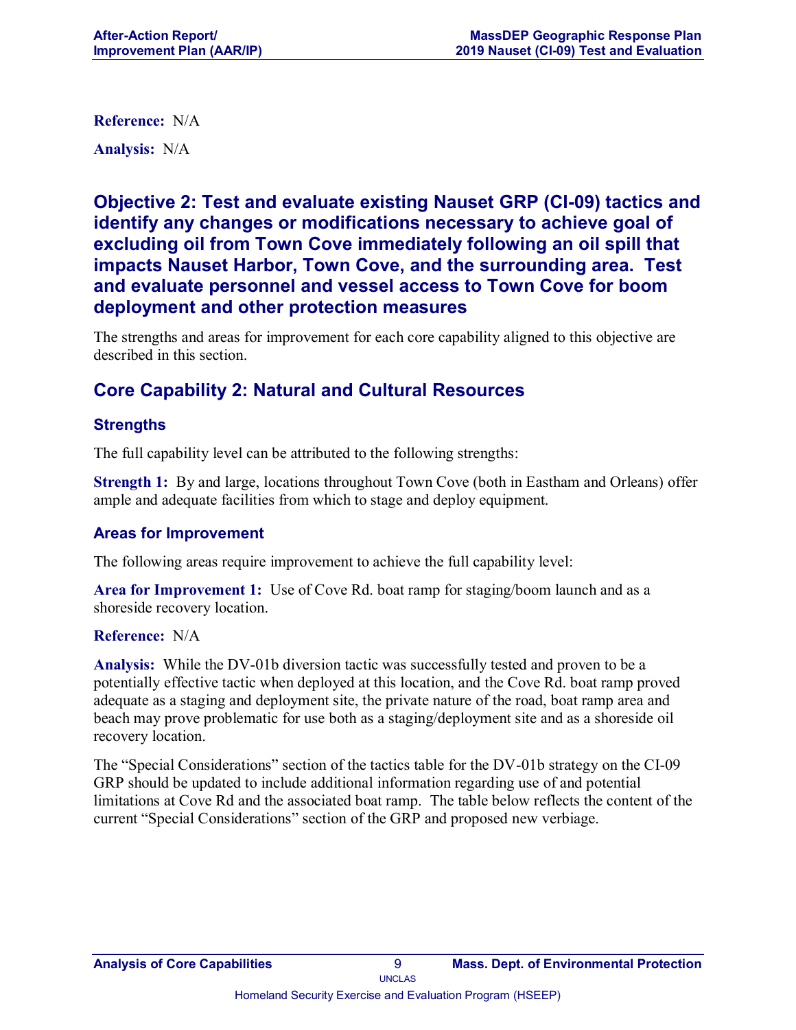**Reference:** N/A

**Analysis:** N/A

## Objective 2: Test and evaluate existing Nauset GRP (CI-09) tactics and identify any changes or modifications necessary to achieve goal of excluding oil from Town Cove immediately following an oil spill that impacts Nauset Harbor, Town Cove, and the surrounding area. Test and evaluate personnel and vessel access to Town Cove for boom deployment and other protection measures

The strengths and areas for improvement for each core capability aligned to this objective are described in this section.

## Core Capability 2: Natural and Cultural Resources

### Strengths

The full capability level can be attributed to the following strengths:

**Strength 1:** By and large, locations throughout Town Cove (both in Eastham and Orleans) offer ample and adequate facilities from which to stage and deploy equipment.

### Areas for Improvement

The following areas require improvement to achieve the full capability level:

**Area for Improvement 1:** Use of Cove Rd. boat ramp for staging/boom launch and as a shoreside recovery location.

**Reference:** N/A

**Analysis:** While the DV-01b diversion tactic was successfully tested and proven to be a potentially effective tactic when deployed at this location, and the Cove Rd. boat ramp proved adequate as a staging and deployment site, the private nature of the road, boat ramp area and beach may prove problematic for use both as a staging/deployment site and as a shoreside oil recovery location.

The "Special Considerations" section of the tactics table for the DV-01b strategy on the CI-09 GRP should be updated to include additional information regarding use of and potential limitations at Cove Rd and the associated boat ramp. The table below reflects the content of the current "Special Considerations" section of the GRP and proposed new verbiage.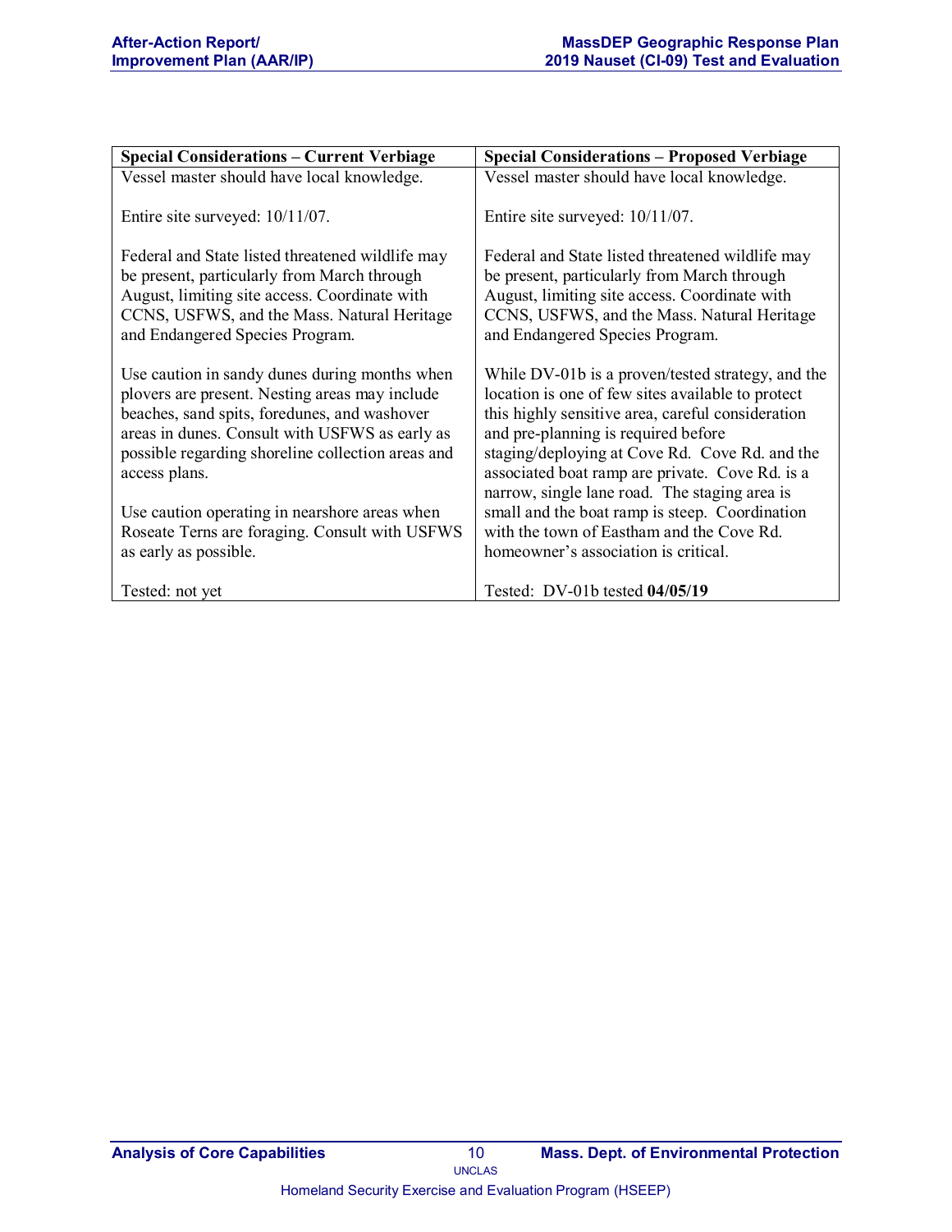| Special Considerations – Current Verbiage | Special Considerations – Proposed Verbiage |
|---|---|
| Vessel master should have local knowledge.<br><br>Entire site surveyed: 10/11/07.<br><br>Federal and State listed threatened wildlife may be present, particularly from March through August, limiting site access. Coordinate with CCNS, USFWS, and the Mass. Natural Heritage and Endangered Species Program.<br><br>Use caution in sandy dunes during months when plovers are present. Nesting areas may include beaches, sand spits, foredunes, and washover areas in dunes. Consult with USFWS as early as possible regarding shoreline collection areas and access plans.<br><br>Use caution operating in nearshore areas when Roseate Terns are foraging. Consult with USFWS as early as possible.<br><br>Tested: not yet | Vessel master should have local knowledge.<br><br>Entire site surveyed: 10/11/07.<br><br>Federal and State listed threatened wildlife may be present, particularly from March through August, limiting site access. Coordinate with CCNS, USFWS, and the Mass. Natural Heritage and Endangered Species Program.<br><br>While DV-01b is a proven/tested strategy, and the location is one of few sites available to protect this highly sensitive area, careful consideration and pre-planning is required before staging/deploying at Cove Rd. Cove Rd. and the associated boat ramp are private. Cove Rd. is a narrow, single lane road. The staging area is small and the boat ramp is steep. Coordination with the town of Eastham and the Cove Rd. homeowner's association is critical.<br><br>Tested: DV-01b tested **04/05/19** |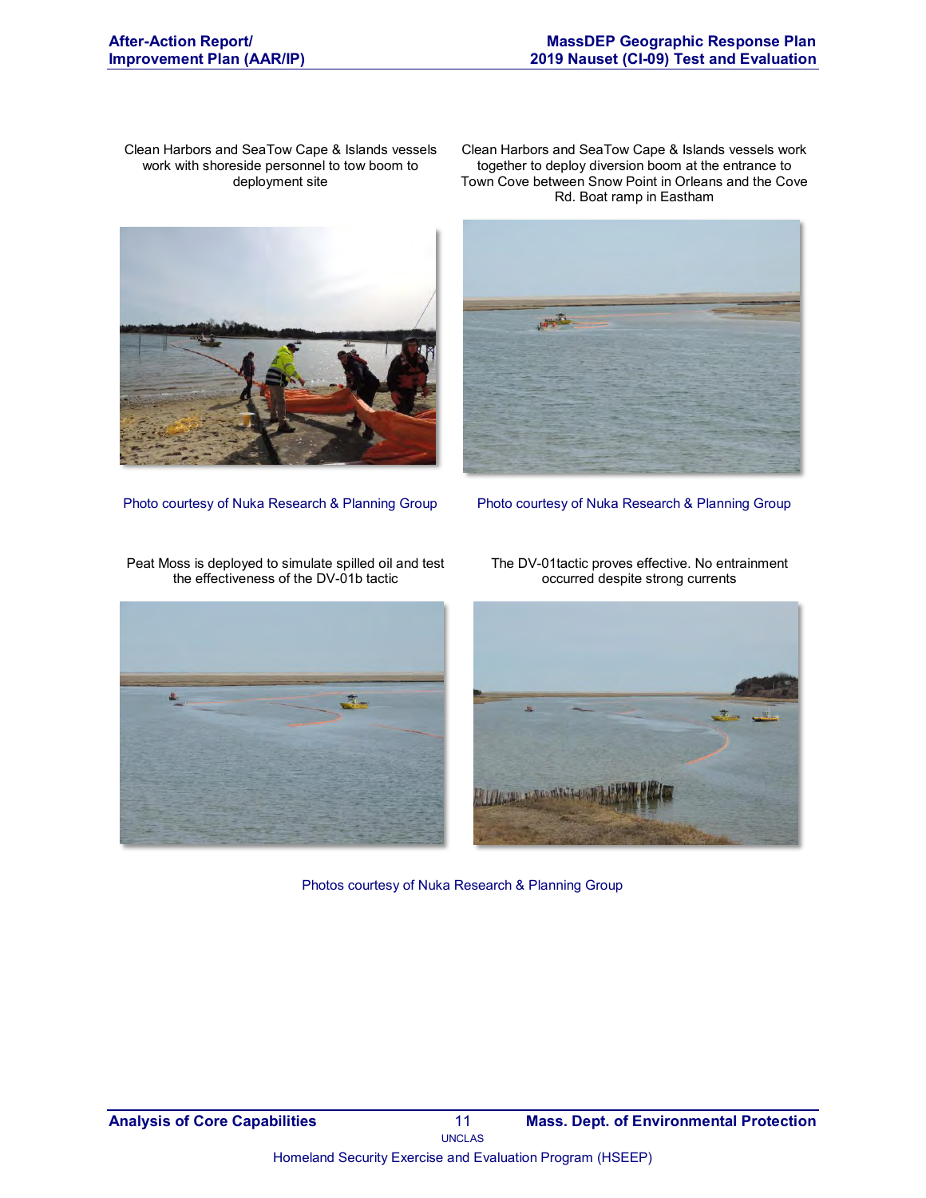Clean Harbors and SeaTow Cape & Islands vessels work with shoreside personnel to tow boom to deployment site

Photo courtesy of Nuka Research & Planning Group

Clean Harbors and SeaTow Cape & Islands vessels work together to deploy diversion boom at the entrance to Town Cove between Snow Point in Orleans and the Cove Rd. Boat ramp in Eastham

Photo courtesy of Nuka Research & Planning Group

Peat Moss is deployed to simulate spilled oil and test the effectiveness of the DV-01b tactic

The DV-01tactic proves effective. No entrainment occurred despite strong currents

Photos courtesy of Nuka Research & Planning Group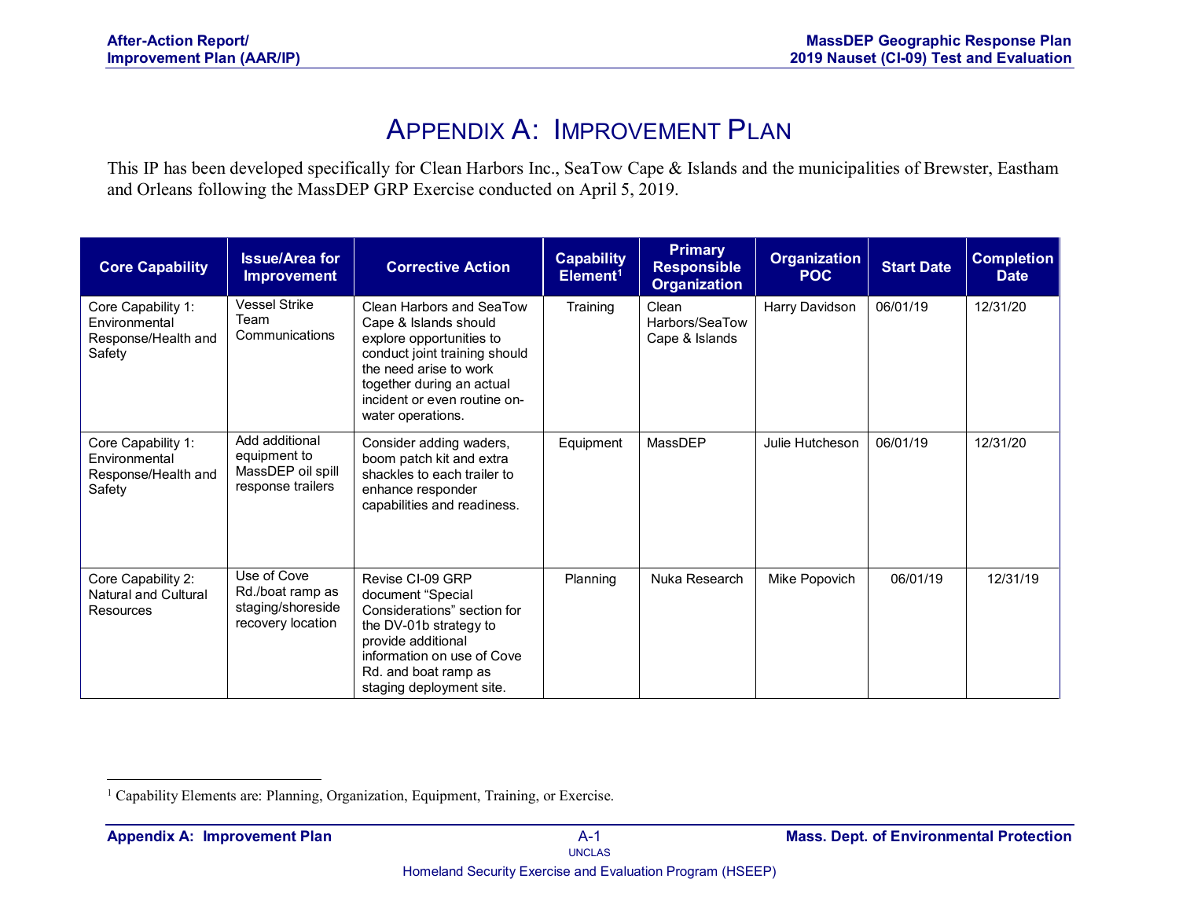# Appendix A: Improvement Plan

This IP has been developed specifically for Clean Harbors Inc., SeaTow Cape & Islands and the municipalities of Brewster, Eastham and Orleans following the MassDEP GRP Exercise conducted on April 5, 2019.

| Core Capability | Issue/Area for Improvement | Corrective Action | Capability Element[1] | Primary Responsible Organization | Organization POC | Start Date | Completion Date |
|---|---|---|---|---|---|---|---|
| Core Capability 1: Environmental Response/Health and Safety | Vessel Strike Team Communications | Clean Harbors and SeaTow Cape & Islands should explore opportunities to conduct joint training should the need arise to work together during an actual incident or even routine on-water operations. | Training | Clean Harbors/SeaTow Cape & Islands | Harry Davidson | 06/01/19 | 12/31/20 |
| Core Capability 1: Environmental Response/Health and Safety | Add additional equipment to MassDEP oil spill response trailers | Consider adding waders, boom patch kit and extra shackles to each trailer to enhance responder capabilities and readiness. | Equipment | MassDEP | Julie Hutcheson | 06/01/19 | 12/31/20 |
| Core Capability 2: Natural and Cultural Resources | Use of Cove Rd./boat ramp as staging/shoreside recovery location | Revise CI-09 GRP document "Special Considerations" section for the DV-01b strategy to provide additional information on use of Cove Rd. and boat ramp as staging deployment site. | Planning | Nuka Research | Mike Popovich | 06/01/19 | 12/31/19 |

[1] Capability Elements are: Planning, Organization, Equipment, Training, or Exercise.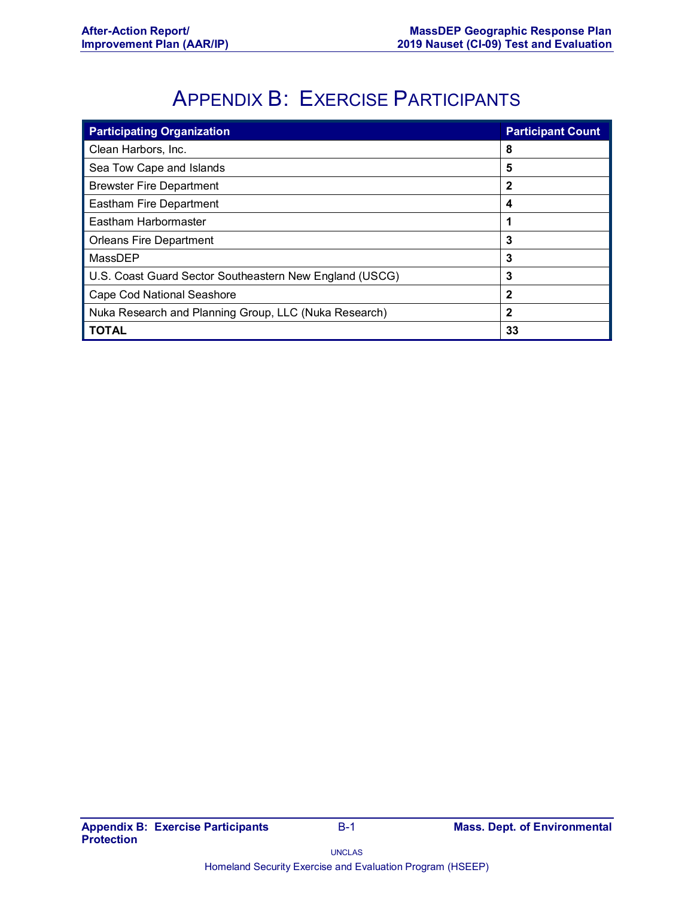# Appendix B: Exercise Participants

| Participating Organization | Participant Count |
| --- | --- |
| Clean Harbors, Inc. | **8** |
| Sea Tow Cape and Islands | **5** |
| Brewster Fire Department | **2** |
| Eastham Fire Department | **4** |
| Eastham Harbormaster | **1** |
| Orleans Fire Department | **3** |
| MassDEP | **3** |
| U.S. Coast Guard Sector Southeastern New England (USCG) | **3** |
| Cape Cod National Seashore | **2** |
| Nuka Research and Planning Group, LLC (Nuka Research) | **2** |
| **TOTAL** | **33** |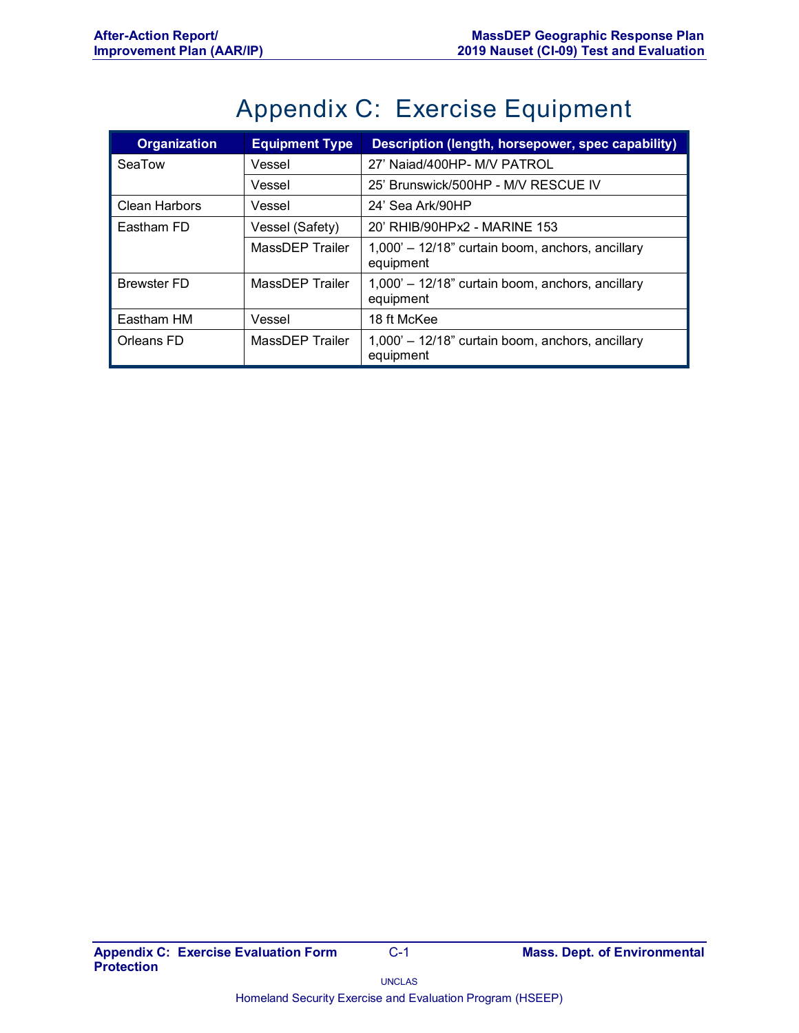# Appendix C: Exercise Equipment

| Organization | Equipment Type | Description (length, horsepower, spec capability) |
|---|---|---|
| SeaTow | Vessel | 27' Naiad/400HP- M/V PATROL |
| | Vessel | 25' Brunswick/500HP - M/V RESCUE IV |
| Clean Harbors | Vessel | 24' Sea Ark/90HP |
| Eastham FD | Vessel (Safety) | 20' RHIB/90HPx2 - MARINE 153 |
| | MassDEP Trailer | 1,000' – 12/18" curtain boom, anchors, ancillary equipment |
| Brewster FD | MassDEP Trailer | 1,000' – 12/18" curtain boom, anchors, ancillary equipment |
| Eastham HM | Vessel | 18 ft McKee |
| Orleans FD | MassDEP Trailer | 1,000' – 12/18" curtain boom, anchors, ancillary equipment |